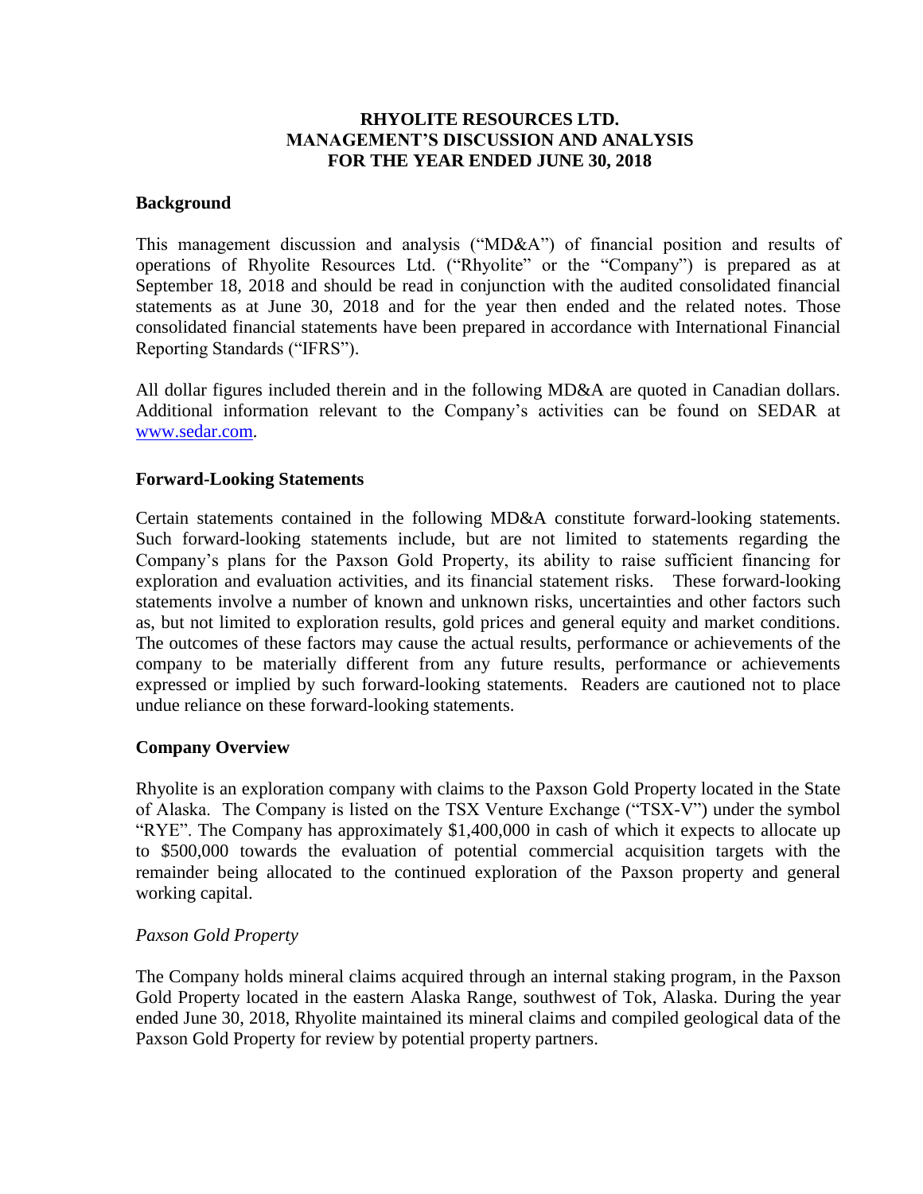# RHYOLITE RESOURCES LTD.
# MANAGEMENT'S DISCUSSION AND ANALYSIS
# FOR THE YEAR ENDED JUNE 30, 2018

## Background

This management discussion and analysis ("MD&A") of financial position and results of operations of Rhyolite Resources Ltd. ("Rhyolite" or the "Company") is prepared as at September 18, 2018 and should be read in conjunction with the audited consolidated financial statements as at June 30, 2018 and for the year then ended and the related notes. Those consolidated financial statements have been prepared in accordance with International Financial Reporting Standards ("IFRS").

All dollar figures included therein and in the following MD&A are quoted in Canadian dollars. Additional information relevant to the Company's activities can be found on SEDAR at www.sedar.com.

## Forward-Looking Statements

Certain statements contained in the following MD&A constitute forward-looking statements. Such forward-looking statements include, but are not limited to statements regarding the Company's plans for the Paxson Gold Property, its ability to raise sufficient financing for exploration and evaluation activities, and its financial statement risks. These forward-looking statements involve a number of known and unknown risks, uncertainties and other factors such as, but not limited to exploration results, gold prices and general equity and market conditions. The outcomes of these factors may cause the actual results, performance or achievements of the company to be materially different from any future results, performance or achievements expressed or implied by such forward-looking statements. Readers are cautioned not to place undue reliance on these forward-looking statements.

## Company Overview

Rhyolite is an exploration company with claims to the Paxson Gold Property located in the State of Alaska. The Company is listed on the TSX Venture Exchange ("TSX-V") under the symbol "RYE". The Company has approximately $1,400,000 in cash of which it expects to allocate up to $500,000 towards the evaluation of potential commercial acquisition targets with the remainder being allocated to the continued exploration of the Paxson property and general working capital.

### *Paxson Gold Property*

The Company holds mineral claims acquired through an internal staking program, in the Paxson Gold Property located in the eastern Alaska Range, southwest of Tok, Alaska. During the year ended June 30, 2018, Rhyolite maintained its mineral claims and compiled geological data of the Paxson Gold Property for review by potential property partners.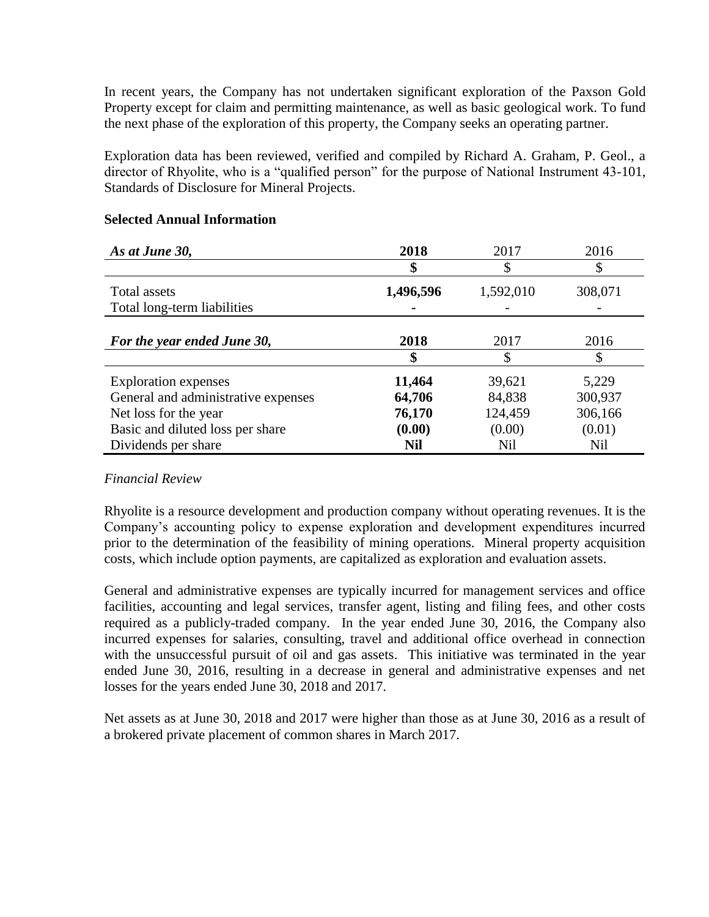In recent years, the Company has not undertaken significant exploration of the Paxson Gold Property except for claim and permitting maintenance, as well as basic geological work. To fund the next phase of the exploration of this property, the Company seeks an operating partner.

Exploration data has been reviewed, verified and compiled by Richard A. Graham, P. Geol., a director of Rhyolite, who is a "qualified person" for the purpose of National Instrument 43-101, Standards of Disclosure for Mineral Projects.

**Selected Annual Information**

| ***As at June 30,*** | **2018** | 2017 | 2016 |
|---|---|---|---|
| | **$** | $ | $ |
| Total assets | **1,496,596** | 1,592,010 | 308,071 |
| Total long-term liabilities | **-** | - | - |

| ***For the year ended June 30,*** | **2018** | 2017 | 2016 |
|---|---|---|---|
| | **$** | $ | $ |
| Exploration expenses | **11,464** | 39,621 | 5,229 |
| General and administrative expenses | **64,706** | 84,838 | 300,937 |
| Net loss for the year | **76,170** | 124,459 | 306,166 |
| Basic and diluted loss per share | **(0.00)** | (0.00) | (0.01) |
| Dividends per share | **Nil** | Nil | Nil |

*Financial Review*

Rhyolite is a resource development and production company without operating revenues. It is the Company's accounting policy to expense exploration and development expenditures incurred prior to the determination of the feasibility of mining operations. Mineral property acquisition costs, which include option payments, are capitalized as exploration and evaluation assets.

General and administrative expenses are typically incurred for management services and office facilities, accounting and legal services, transfer agent, listing and filing fees, and other costs required as a publicly-traded company. In the year ended June 30, 2016, the Company also incurred expenses for salaries, consulting, travel and additional office overhead in connection with the unsuccessful pursuit of oil and gas assets. This initiative was terminated in the year ended June 30, 2016, resulting in a decrease in general and administrative expenses and net losses for the years ended June 30, 2018 and 2017.

Net assets as at June 30, 2018 and 2017 were higher than those as at June 30, 2016 as a result of a brokered private placement of common shares in March 2017.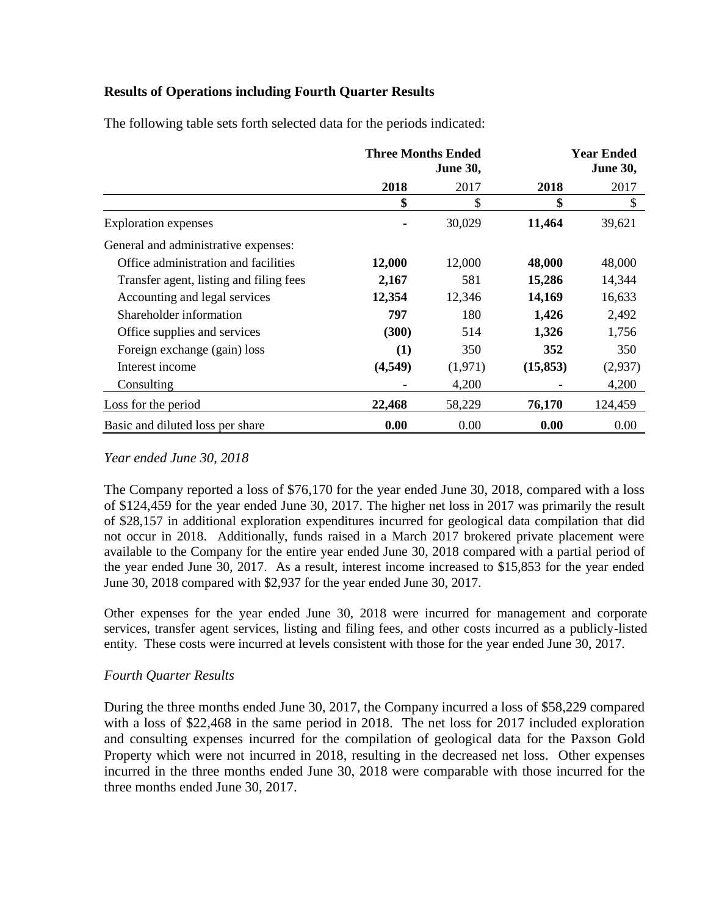### Results of Operations including Fourth Quarter Results

The following table sets forth selected data for the periods indicated:

| | Three Months Ended June 30, | | Year Ended June 30, | |
|---|---|---|---|---|
| | **2018** | 2017 | **2018** | 2017 |
| | **$** | $ | **$** | $ |
| Exploration expenses | **-** | 30,029 | **11,464** | 39,621 |
| General and administrative expenses: | | | | |
| Office administration and facilities | **12,000** | 12,000 | **48,000** | 48,000 |
| Transfer agent, listing and filing fees | **2,167** | 581 | **15,286** | 14,344 |
| Accounting and legal services | **12,354** | 12,346 | **14,169** | 16,633 |
| Shareholder information | **797** | 180 | **1,426** | 2,492 |
| Office supplies and services | **(300)** | 514 | **1,326** | 1,756 |
| Foreign exchange (gain) loss | **(1)** | 350 | **352** | 350 |
| Interest income | **(4,549)** | (1,971) | **(15,853)** | (2,937) |
| Consulting | **-** | 4,200 | **-** | 4,200 |
| Loss for the period | **22,468** | 58,229 | **76,170** | 124,459 |
| Basic and diluted loss per share | **0.00** | 0.00 | **0.00** | 0.00 |

*Year ended June 30, 2018*

The Company reported a loss of $76,170 for the year ended June 30, 2018, compared with a loss of $124,459 for the year ended June 30, 2017. The higher net loss in 2017 was primarily the result of $28,157 in additional exploration expenditures incurred for geological data compilation that did not occur in 2018. Additionally, funds raised in a March 2017 brokered private placement were available to the Company for the entire year ended June 30, 2018 compared with a partial period of the year ended June 30, 2017. As a result, interest income increased to $15,853 for the year ended June 30, 2018 compared with $2,937 for the year ended June 30, 2017.

Other expenses for the year ended June 30, 2018 were incurred for management and corporate services, transfer agent services, listing and filing fees, and other costs incurred as a publicly-listed entity. These costs were incurred at levels consistent with those for the year ended June 30, 2017.

*Fourth Quarter Results*

During the three months ended June 30, 2017, the Company incurred a loss of $58,229 compared with a loss of $22,468 in the same period in 2018. The net loss for 2017 included exploration and consulting expenses incurred for the compilation of geological data for the Paxson Gold Property which were not incurred in 2018, resulting in the decreased net loss. Other expenses incurred in the three months ended June 30, 2018 were comparable with those incurred for the three months ended June 30, 2017.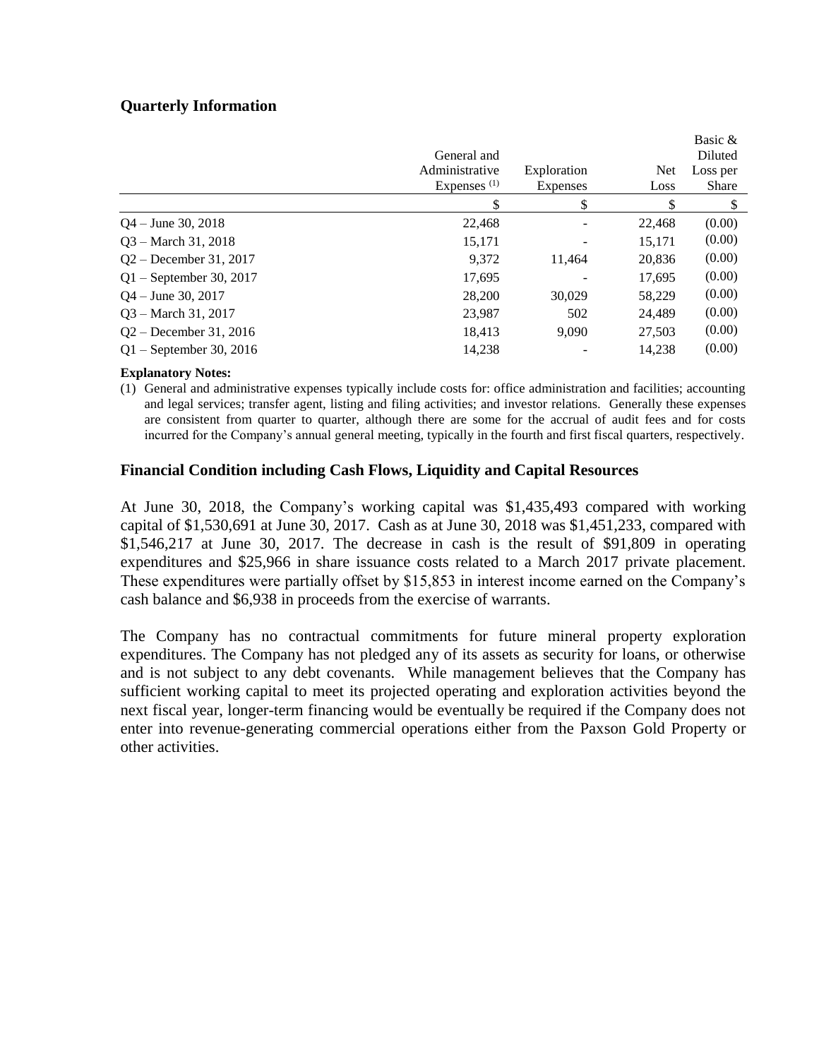## Quarterly Information

| | General and Administrative Expenses [(1)] | Exploration Expenses | Net Loss | Basic & Diluted Loss per Share |
|---|---|---|---|---|
| | $ | $ | $ | $ |
| Q4 – June 30, 2018 | 22,468 | - | 22,468 | (0.00) |
| Q3 – March 31, 2018 | 15,171 | - | 15,171 | (0.00) |
| Q2 – December 31, 2017 | 9,372 | 11,464 | 20,836 | (0.00) |
| Q1 – September 30, 2017 | 17,695 | - | 17,695 | (0.00) |
| Q4 – June 30, 2017 | 28,200 | 30,029 | 58,229 | (0.00) |
| Q3 – March 31, 2017 | 23,987 | 502 | 24,489 | (0.00) |
| Q2 – December 31, 2016 | 18,413 | 9,090 | 27,503 | (0.00) |
| Q1 – September 30, 2016 | 14,238 | - | 14,238 | (0.00) |

**Explanatory Notes:**

(1) General and administrative expenses typically include costs for: office administration and facilities; accounting and legal services; transfer agent, listing and filing activities; and investor relations. Generally these expenses are consistent from quarter to quarter, although there are some for the accrual of audit fees and for costs incurred for the Company's annual general meeting, typically in the fourth and first fiscal quarters, respectively.

## Financial Condition including Cash Flows, Liquidity and Capital Resources

At June 30, 2018, the Company's working capital was $1,435,493 compared with working capital of $1,530,691 at June 30, 2017. Cash as at June 30, 2018 was $1,451,233, compared with $1,546,217 at June 30, 2017. The decrease in cash is the result of $91,809 in operating expenditures and $25,966 in share issuance costs related to a March 2017 private placement. These expenditures were partially offset by $15,853 in interest income earned on the Company's cash balance and $6,938 in proceeds from the exercise of warrants.

The Company has no contractual commitments for future mineral property exploration expenditures. The Company has not pledged any of its assets as security for loans, or otherwise and is not subject to any debt covenants. While management believes that the Company has sufficient working capital to meet its projected operating and exploration activities beyond the next fiscal year, longer-term financing would be eventually be required if the Company does not enter into revenue-generating commercial operations either from the Paxson Gold Property or other activities.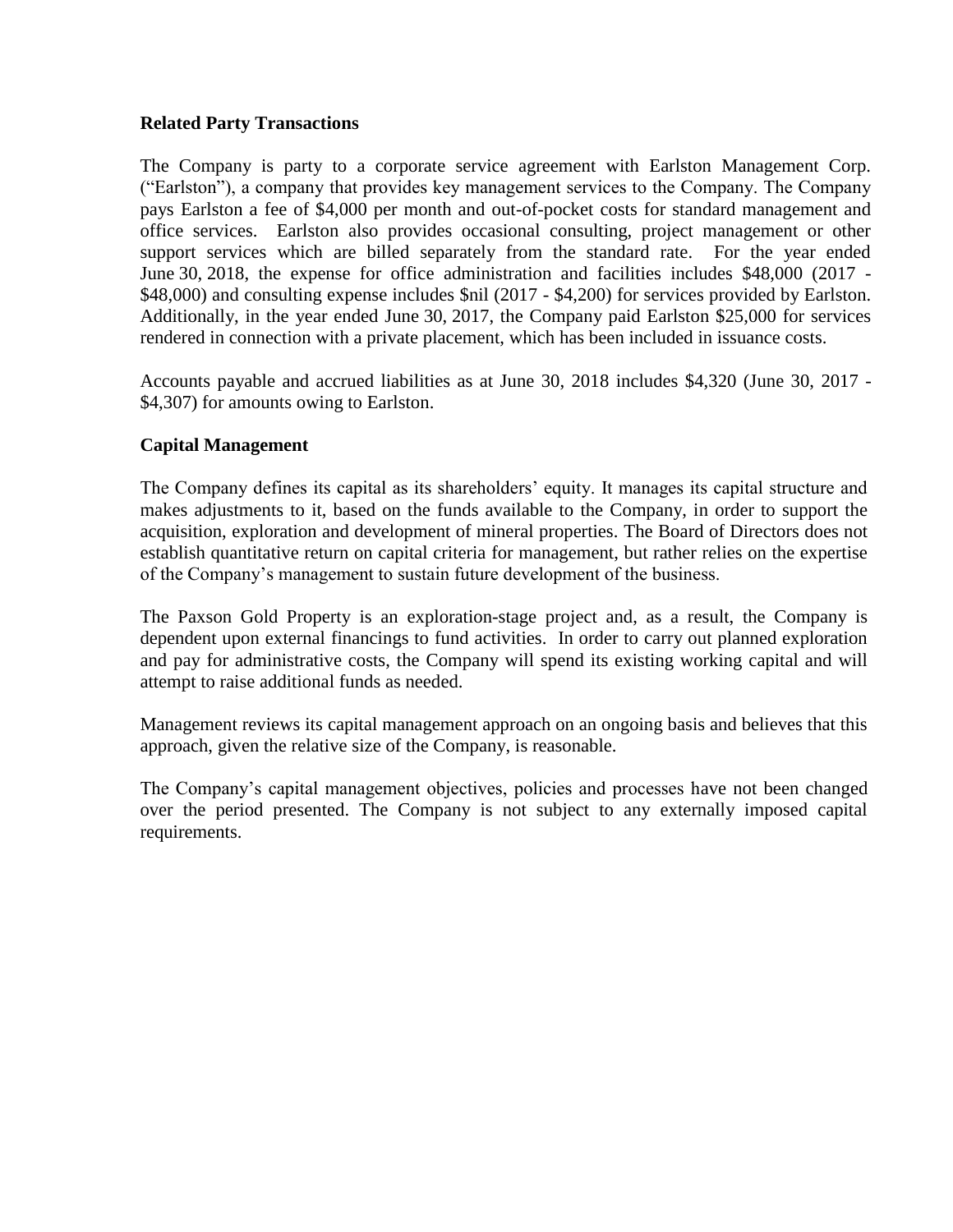**Related Party Transactions**

The Company is party to a corporate service agreement with Earlston Management Corp. ("Earlston"), a company that provides key management services to the Company. The Company pays Earlston a fee of $4,000 per month and out-of-pocket costs for standard management and office services. Earlston also provides occasional consulting, project management or other support services which are billed separately from the standard rate. For the year ended June 30, 2018, the expense for office administration and facilities includes $48,000 (2017 - $48,000) and consulting expense includes $nil (2017 - $4,200) for services provided by Earlston. Additionally, in the year ended June 30, 2017, the Company paid Earlston $25,000 for services rendered in connection with a private placement, which has been included in issuance costs.

Accounts payable and accrued liabilities as at June 30, 2018 includes $4,320 (June 30, 2017 - $4,307) for amounts owing to Earlston.

**Capital Management**

The Company defines its capital as its shareholders' equity. It manages its capital structure and makes adjustments to it, based on the funds available to the Company, in order to support the acquisition, exploration and development of mineral properties. The Board of Directors does not establish quantitative return on capital criteria for management, but rather relies on the expertise of the Company's management to sustain future development of the business.

The Paxson Gold Property is an exploration-stage project and, as a result, the Company is dependent upon external financings to fund activities. In order to carry out planned exploration and pay for administrative costs, the Company will spend its existing working capital and will attempt to raise additional funds as needed.

Management reviews its capital management approach on an ongoing basis and believes that this approach, given the relative size of the Company, is reasonable.

The Company's capital management objectives, policies and processes have not been changed over the period presented. The Company is not subject to any externally imposed capital requirements.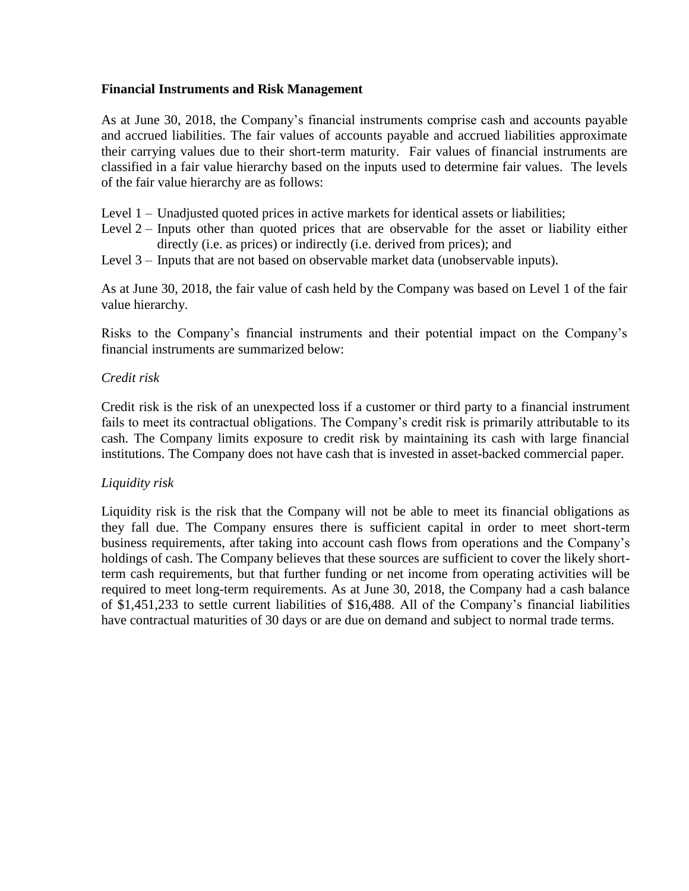**Financial Instruments and Risk Management**

As at June 30, 2018, the Company's financial instruments comprise cash and accounts payable and accrued liabilities. The fair values of accounts payable and accrued liabilities approximate their carrying values due to their short-term maturity. Fair values of financial instruments are classified in a fair value hierarchy based on the inputs used to determine fair values. The levels of the fair value hierarchy are as follows:

Level 1 – Unadjusted quoted prices in active markets for identical assets or liabilities;
Level 2 – Inputs other than quoted prices that are observable for the asset or liability either directly (i.e. as prices) or indirectly (i.e. derived from prices); and
Level 3 – Inputs that are not based on observable market data (unobservable inputs).

As at June 30, 2018, the fair value of cash held by the Company was based on Level 1 of the fair value hierarchy.

Risks to the Company's financial instruments and their potential impact on the Company's financial instruments are summarized below:

*Credit risk*

Credit risk is the risk of an unexpected loss if a customer or third party to a financial instrument fails to meet its contractual obligations. The Company's credit risk is primarily attributable to its cash. The Company limits exposure to credit risk by maintaining its cash with large financial institutions. The Company does not have cash that is invested in asset-backed commercial paper.

*Liquidity risk*

Liquidity risk is the risk that the Company will not be able to meet its financial obligations as they fall due. The Company ensures there is sufficient capital in order to meet short-term business requirements, after taking into account cash flows from operations and the Company's holdings of cash. The Company believes that these sources are sufficient to cover the likely short-term cash requirements, but that further funding or net income from operating activities will be required to meet long-term requirements. As at June 30, 2018, the Company had a cash balance of $1,451,233 to settle current liabilities of $16,488. All of the Company's financial liabilities have contractual maturities of 30 days or are due on demand and subject to normal trade terms.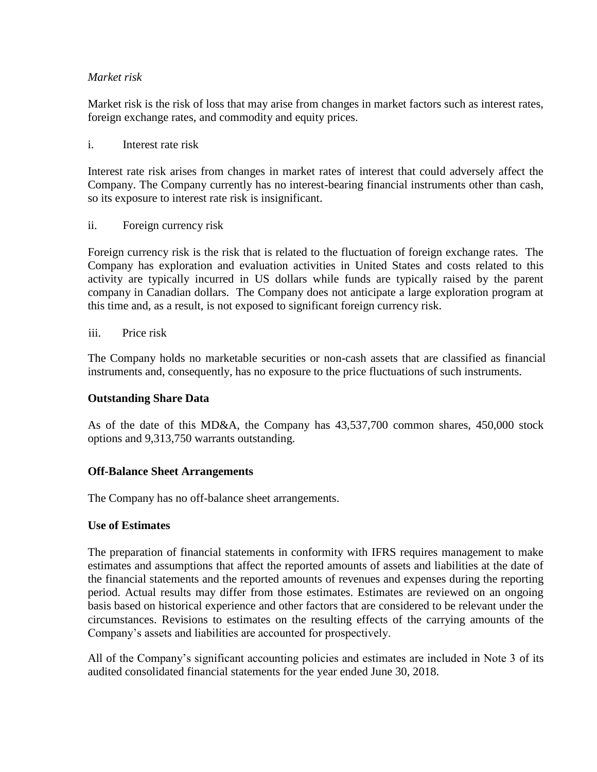*Market risk*

Market risk is the risk of loss that may arise from changes in market factors such as interest rates, foreign exchange rates, and commodity and equity prices.

i. Interest rate risk

Interest rate risk arises from changes in market rates of interest that could adversely affect the Company. The Company currently has no interest-bearing financial instruments other than cash, so its exposure to interest rate risk is insignificant.

ii. Foreign currency risk

Foreign currency risk is the risk that is related to the fluctuation of foreign exchange rates. The Company has exploration and evaluation activities in United States and costs related to this activity are typically incurred in US dollars while funds are typically raised by the parent company in Canadian dollars. The Company does not anticipate a large exploration program at this time and, as a result, is not exposed to significant foreign currency risk.

iii. Price risk

The Company holds no marketable securities or non-cash assets that are classified as financial instruments and, consequently, has no exposure to the price fluctuations of such instruments.

**Outstanding Share Data**

As of the date of this MD&A, the Company has 43,537,700 common shares, 450,000 stock options and 9,313,750 warrants outstanding.

**Off-Balance Sheet Arrangements**

The Company has no off-balance sheet arrangements.

**Use of Estimates**

The preparation of financial statements in conformity with IFRS requires management to make estimates and assumptions that affect the reported amounts of assets and liabilities at the date of the financial statements and the reported amounts of revenues and expenses during the reporting period. Actual results may differ from those estimates. Estimates are reviewed on an ongoing basis based on historical experience and other factors that are considered to be relevant under the circumstances. Revisions to estimates on the resulting effects of the carrying amounts of the Company's assets and liabilities are accounted for prospectively.

All of the Company's significant accounting policies and estimates are included in Note 3 of its audited consolidated financial statements for the year ended June 30, 2018.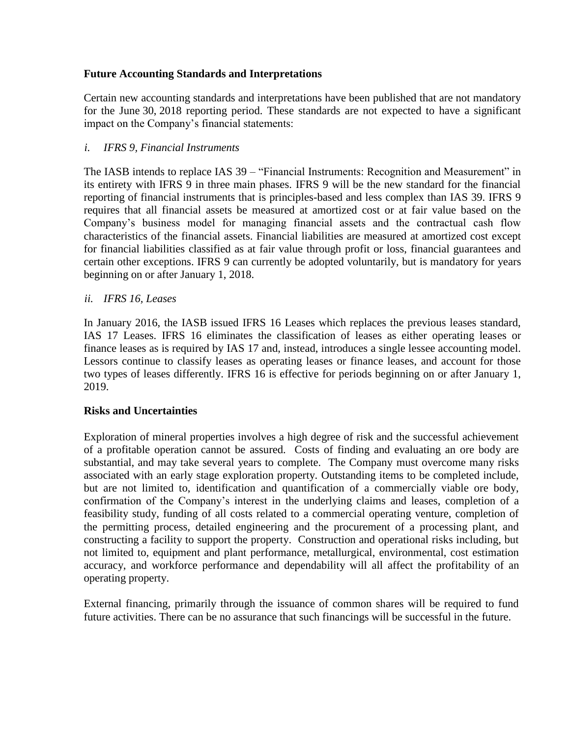## Future Accounting Standards and Interpretations

Certain new accounting standards and interpretations have been published that are not mandatory for the June 30, 2018 reporting period. These standards are not expected to have a significant impact on the Company's financial statements:

*i. IFRS 9, Financial Instruments*

The IASB intends to replace IAS 39 – "Financial Instruments: Recognition and Measurement" in its entirety with IFRS 9 in three main phases. IFRS 9 will be the new standard for the financial reporting of financial instruments that is principles-based and less complex than IAS 39. IFRS 9 requires that all financial assets be measured at amortized cost or at fair value based on the Company's business model for managing financial assets and the contractual cash flow characteristics of the financial assets. Financial liabilities are measured at amortized cost except for financial liabilities classified as at fair value through profit or loss, financial guarantees and certain other exceptions. IFRS 9 can currently be adopted voluntarily, but is mandatory for years beginning on or after January 1, 2018.

*ii. IFRS 16, Leases*

In January 2016, the IASB issued IFRS 16 Leases which replaces the previous leases standard, IAS 17 Leases. IFRS 16 eliminates the classification of leases as either operating leases or finance leases as is required by IAS 17 and, instead, introduces a single lessee accounting model. Lessors continue to classify leases as operating leases or finance leases, and account for those two types of leases differently. IFRS 16 is effective for periods beginning on or after January 1, 2019.

## Risks and Uncertainties

Exploration of mineral properties involves a high degree of risk and the successful achievement of a profitable operation cannot be assured. Costs of finding and evaluating an ore body are substantial, and may take several years to complete. The Company must overcome many risks associated with an early stage exploration property. Outstanding items to be completed include, but are not limited to, identification and quantification of a commercially viable ore body, confirmation of the Company's interest in the underlying claims and leases, completion of a feasibility study, funding of all costs related to a commercial operating venture, completion of the permitting process, detailed engineering and the procurement of a processing plant, and constructing a facility to support the property. Construction and operational risks including, but not limited to, equipment and plant performance, metallurgical, environmental, cost estimation accuracy, and workforce performance and dependability will all affect the profitability of an operating property.

External financing, primarily through the issuance of common shares will be required to fund future activities. There can be no assurance that such financings will be successful in the future.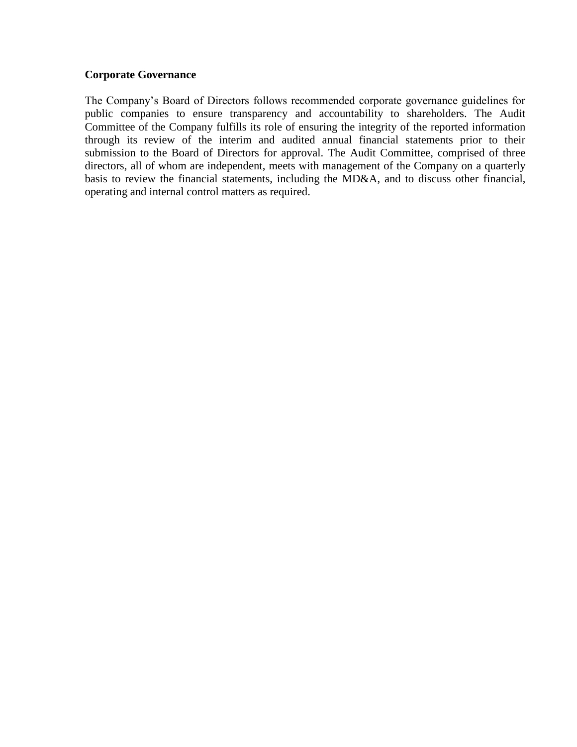**Corporate Governance**

The Company's Board of Directors follows recommended corporate governance guidelines for public companies to ensure transparency and accountability to shareholders. The Audit Committee of the Company fulfills its role of ensuring the integrity of the reported information through its review of the interim and audited annual financial statements prior to their submission to the Board of Directors for approval. The Audit Committee, comprised of three directors, all of whom are independent, meets with management of the Company on a quarterly basis to review the financial statements, including the MD&A, and to discuss other financial, operating and internal control matters as required.